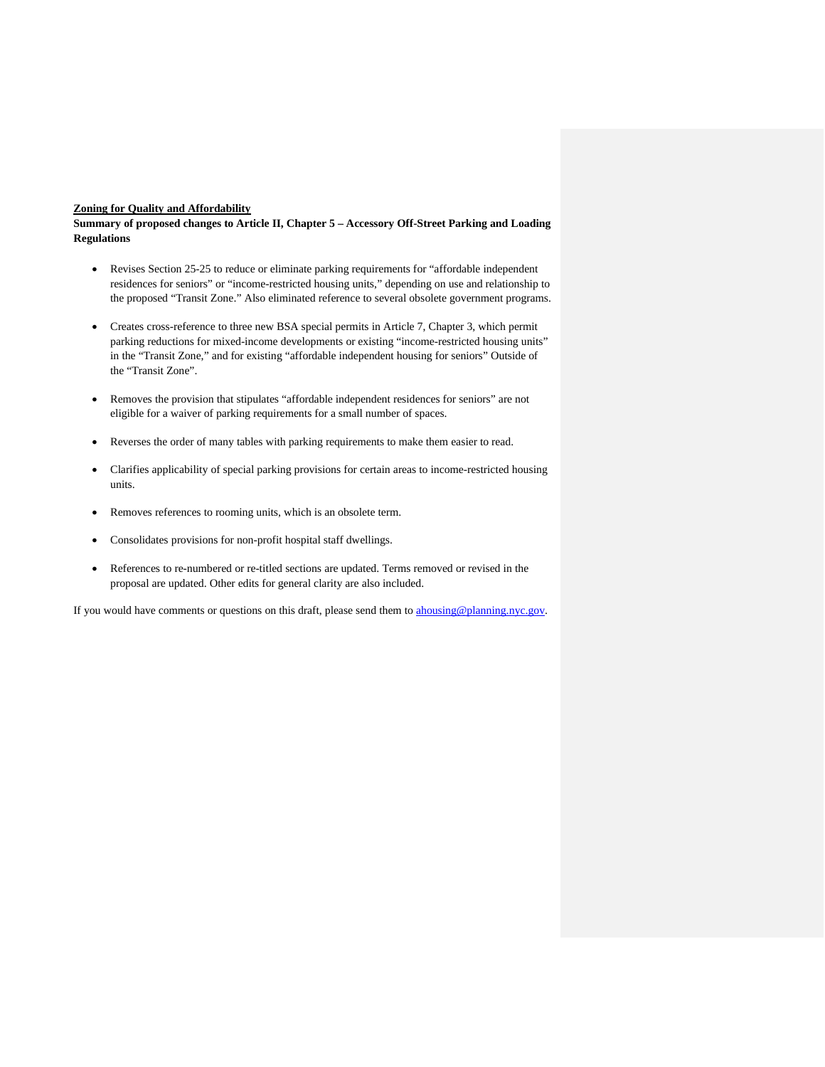**<u>Zoning for Quality and Affordability</u>**

**Summary of proposed changes to Article II, Chapter 5 – Accessory Off-Street Parking and Loading Regulations**

- Revises Section 25-25 to reduce or eliminate parking requirements for "affordable independent residences for seniors" or "income-restricted housing units," depending on use and relationship to the proposed "Transit Zone." Also eliminated reference to several obsolete government programs.

- Creates cross-reference to three new BSA special permits in Article 7, Chapter 3, which permit parking reductions for mixed-income developments or existing "income-restricted housing units" in the "Transit Zone," and for existing "affordable independent housing for seniors" Outside of the "Transit Zone".

- Removes the provision that stipulates "affordable independent residences for seniors" are not eligible for a waiver of parking requirements for a small number of spaces.

- Reverses the order of many tables with parking requirements to make them easier to read.

- Clarifies applicability of special parking provisions for certain areas to income-restricted housing units.

- Removes references to rooming units, which is an obsolete term.

- Consolidates provisions for non-profit hospital staff dwellings.

- References to re-numbered or re-titled sections are updated. Terms removed or revised in the proposal are updated. Other edits for general clarity are also included.

If you would have comments or questions on this draft, please send them to [ahousing@planning.nyc.gov](mailto:ahousing@planning.nyc.gov).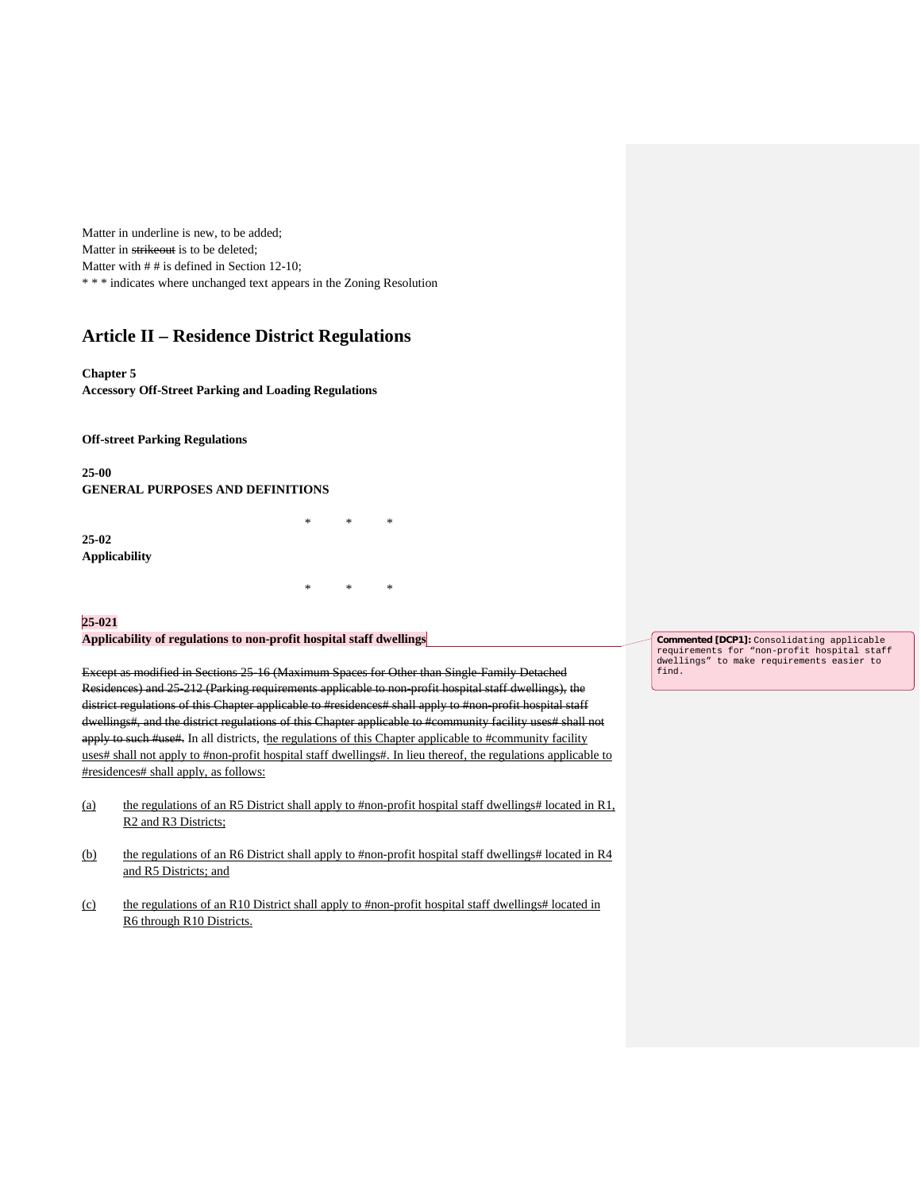Matter in underline is new, to be added;
Matter in ~~strikeout~~ is to be deleted;
Matter with # # is defined in Section 12-10;
* * * indicates where unchanged text appears in the Zoning Resolution

# Article II – Residence District Regulations

**Chapter 5**
**Accessory Off-Street Parking and Loading Regulations**

**Off-street Parking Regulations**

**25-00**
**GENERAL PURPOSES AND DEFINITIONS**

* * *

**25-02**
**Applicability**

* * *

**25-021**
**Applicability of regulations to non-profit hospital staff dwellings**

Commented [DCP1]: Consolidating applicable requirements for "non-profit hospital staff dwellings" to make requirements easier to find.

~~Except as modified in Sections 25-16 (Maximum Spaces for Other than Single-Family Detached Residences) and 25-212 (Parking requirements applicable to non-profit hospital staff dwellings), the district regulations of this Chapter applicable to #residences# shall apply to #non-profit hospital staff dwellings#, and the district regulations of this Chapter applicable to #community facility uses# shall not apply to such #use#.~~ In all districts, <u>the regulations of this Chapter applicable to #community facility uses# shall not apply to #non-profit hospital staff dwellings#. In lieu thereof, the regulations applicable to #residences# shall apply, as follows:</u>

(a) <u>the regulations of an R5 District shall apply to #non-profit hospital staff dwellings# located in R1, R2 and R3 Districts;</u>

(b) <u>the regulations of an R6 District shall apply to #non-profit hospital staff dwellings# located in R4 and R5 Districts; and</u>

(c) <u>the regulations of an R10 District shall apply to #non-profit hospital staff dwellings# located in R6 through R10 Districts.</u>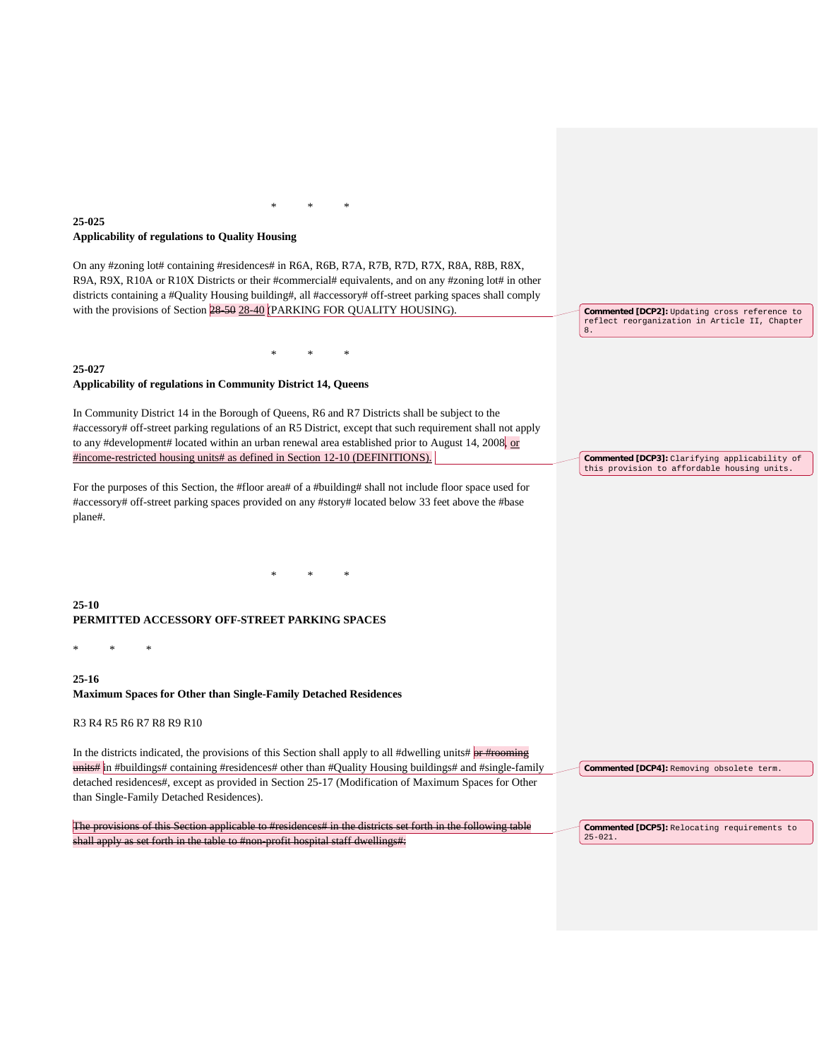\*     \*     \*

**25-025**
**Applicability of regulations to Quality Housing**

On any #zoning lot# containing #residences# in R6A, R6B, R7A, R7B, R7D, R7X, R8A, R8B, R8X, R9A, R9X, R10A or R10X Districts or their #commercial# equivalents, and on any #zoning lot# in other districts containing a #Quality Housing building#, all #accessory# off-street parking spaces shall comply with the provisions of Section ~~28-50~~ 28-40 (PARKING FOR QUALITY HOUSING).

> **Commented [DCP2]:** Updating cross reference to reflect reorganization in Article II, Chapter 8.

\*     \*     \*

**25-027**
**Applicability of regulations in Community District 14, Queens**

In Community District 14 in the Borough of Queens, R6 and R7 Districts shall be subject to the #accessory# off-street parking regulations of an R5 District, except that such requirement shall not apply to any #development# located within an urban renewal area established prior to August 14, 2008, or #income-restricted housing units# as defined in Section 12-10 (DEFINITIONS).

> **Commented [DCP3]:** Clarifying applicability of this provision to affordable housing units.

For the purposes of this Section, the #floor area# of a #building# shall not include floor space used for #accessory# off-street parking spaces provided on any #story# located below 33 feet above the #base plane#.

\*     \*     \*

**25-10**
**PERMITTED ACCESSORY OFF-STREET PARKING SPACES**

\*     \*     \*

**25-16**
**Maximum Spaces for Other than Single-Family Detached Residences**

R3 R4 R5 R6 R7 R8 R9 R10

In the districts indicated, the provisions of this Section shall apply to all #dwelling units# ~~or #rooming units#~~ in #buildings# containing #residences# other than #Quality Housing buildings# and #single-family detached residences#, except as provided in Section 25-17 (Modification of Maximum Spaces for Other than Single-Family Detached Residences).

> **Commented [DCP4]:** Removing obsolete term.

~~The provisions of this Section applicable to #residences# in the districts set forth in the following table shall apply as set forth in the table to #non-profit hospital staff dwellings#:~~

> **Commented [DCP5]:** Relocating requirements to 25-021.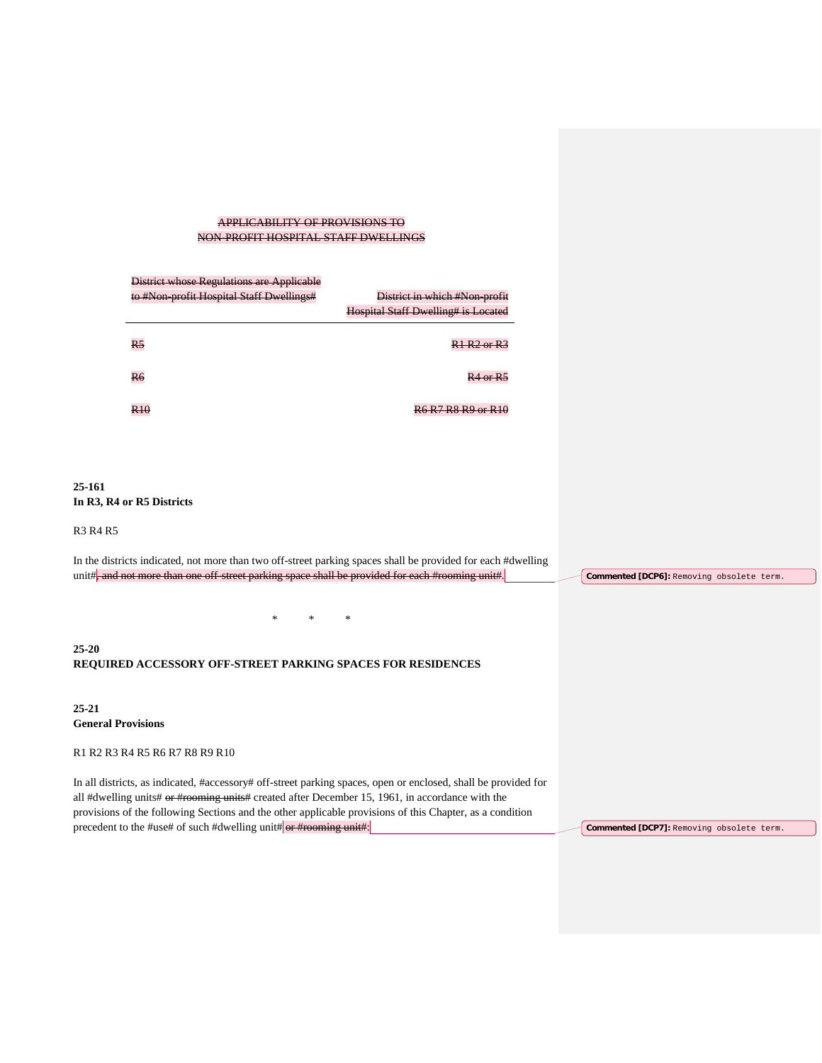~~APPLICABILITY OF PROVISIONS TO~~
~~NON-PROFIT HOSPITAL STAFF DWELLINGS~~

| ~~District whose Regulations are Applicable to #Non-profit Hospital Staff Dwellings#~~ | ~~District in which #Non-profit Hospital Staff Dwelling# is Located~~ |
|---|---|
| ~~R5~~ | ~~R1 R2 or R3~~ |
| ~~R6~~ | ~~R4 or R5~~ |
| ~~R10~~ | ~~R6 R7 R8 R9 or R10~~ |

**25-161**
**In R3, R4 or R5 Districts**

R3 R4 R5

In the districts indicated, not more than two off-street parking spaces shall be provided for each #dwelling unit#~~, and not more than one off-street parking space shall be provided for each #rooming unit#~~.

**Commented [DCP6]:** Removing obsolete term.

\* \* \*

**25-20**
**REQUIRED ACCESSORY OFF-STREET PARKING SPACES FOR RESIDENCES**

**25-21**
**General Provisions**

R1 R2 R3 R4 R5 R6 R7 R8 R9 R10

In all districts, as indicated, #accessory# off-street parking spaces, open or enclosed, shall be provided for all #dwelling units# ~~or #rooming units#~~ created after December 15, 1961, in accordance with the provisions of the following Sections and the other applicable provisions of this Chapter, as a condition precedent to the #use# of such #dwelling unit# ~~or #rooming unit#~~:

**Commented [DCP7]:** Removing obsolete term.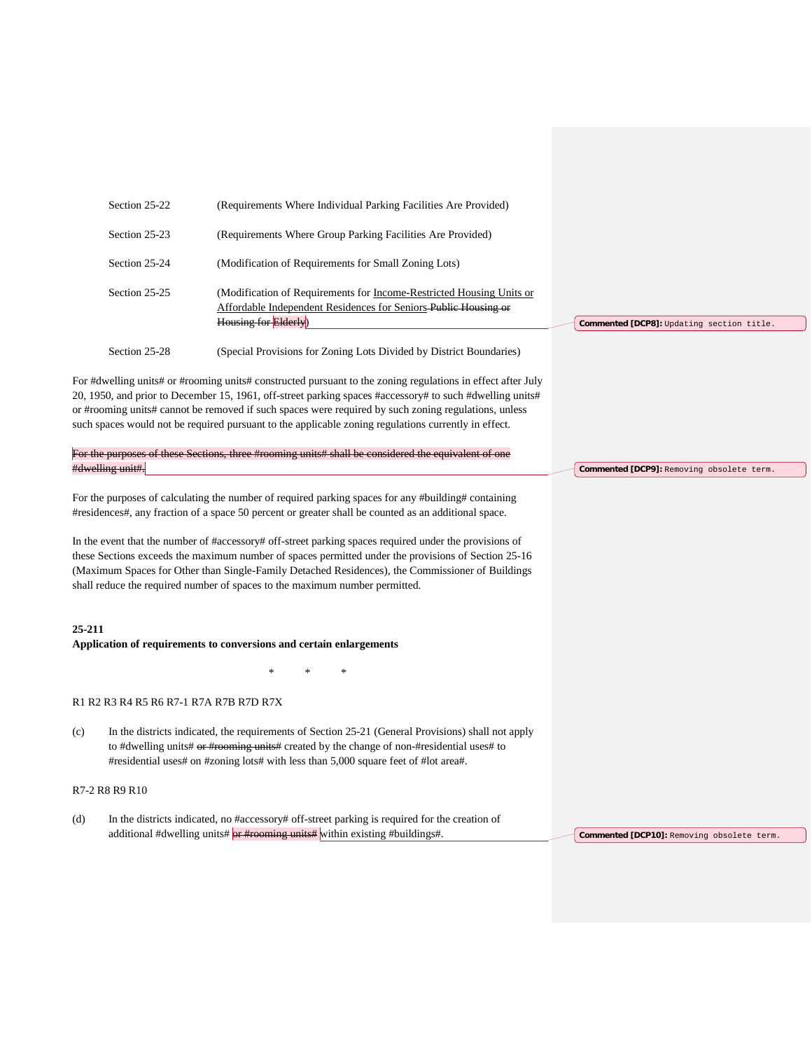| | |
|---|---|
| Section 25-22 | (Requirements Where Individual Parking Facilities Are Provided) |
| Section 25-23 | (Requirements Where Group Parking Facilities Are Provided) |
| Section 25-24 | (Modification of Requirements for Small Zoning Lots) |
| Section 25-25 | (Modification of Requirements for Income-Restricted Housing Units or Affordable Independent Residences for Seniors ~~Public Housing or Housing for Elderly~~) |
| Section 25-28 | (Special Provisions for Zoning Lots Divided by District Boundaries) |

Commented [DCP8]: Updating section title.

For #dwelling units# or #rooming units# constructed pursuant to the zoning regulations in effect after July 20, 1950, and prior to December 15, 1961, off-street parking spaces #accessory# to such #dwelling units# or #rooming units# cannot be removed if such spaces were required by such zoning regulations, unless such spaces would not be required pursuant to the applicable zoning regulations currently in effect.

~~For the purposes of these Sections, three #rooming units# shall be considered the equivalent of one #dwelling unit#.~~

Commented [DCP9]: Removing obsolete term.

For the purposes of calculating the number of required parking spaces for any #building# containing #residences#, any fraction of a space 50 percent or greater shall be counted as an additional space.

In the event that the number of #accessory# off-street parking spaces required under the provisions of these Sections exceeds the maximum number of spaces permitted under the provisions of Section 25-16 (Maximum Spaces for Other than Single-Family Detached Residences), the Commissioner of Buildings shall reduce the required number of spaces to the maximum number permitted.

**25-211**
**Application of requirements to conversions and certain enlargements**

\* \* \*

R1 R2 R3 R4 R5 R6 R7-1 R7A R7B R7D R7X

(c) In the districts indicated, the requirements of Section 25-21 (General Provisions) shall not apply to #dwelling units# ~~or #rooming units#~~ created by the change of non-#residential uses# to #residential uses# on #zoning lots# with less than 5,000 square feet of #lot area#.

R7-2 R8 R9 R10

(d) In the districts indicated, no #accessory# off-street parking is required for the creation of additional #dwelling units# ~~or #rooming units#~~ within existing #buildings#.

Commented [DCP10]: Removing obsolete term.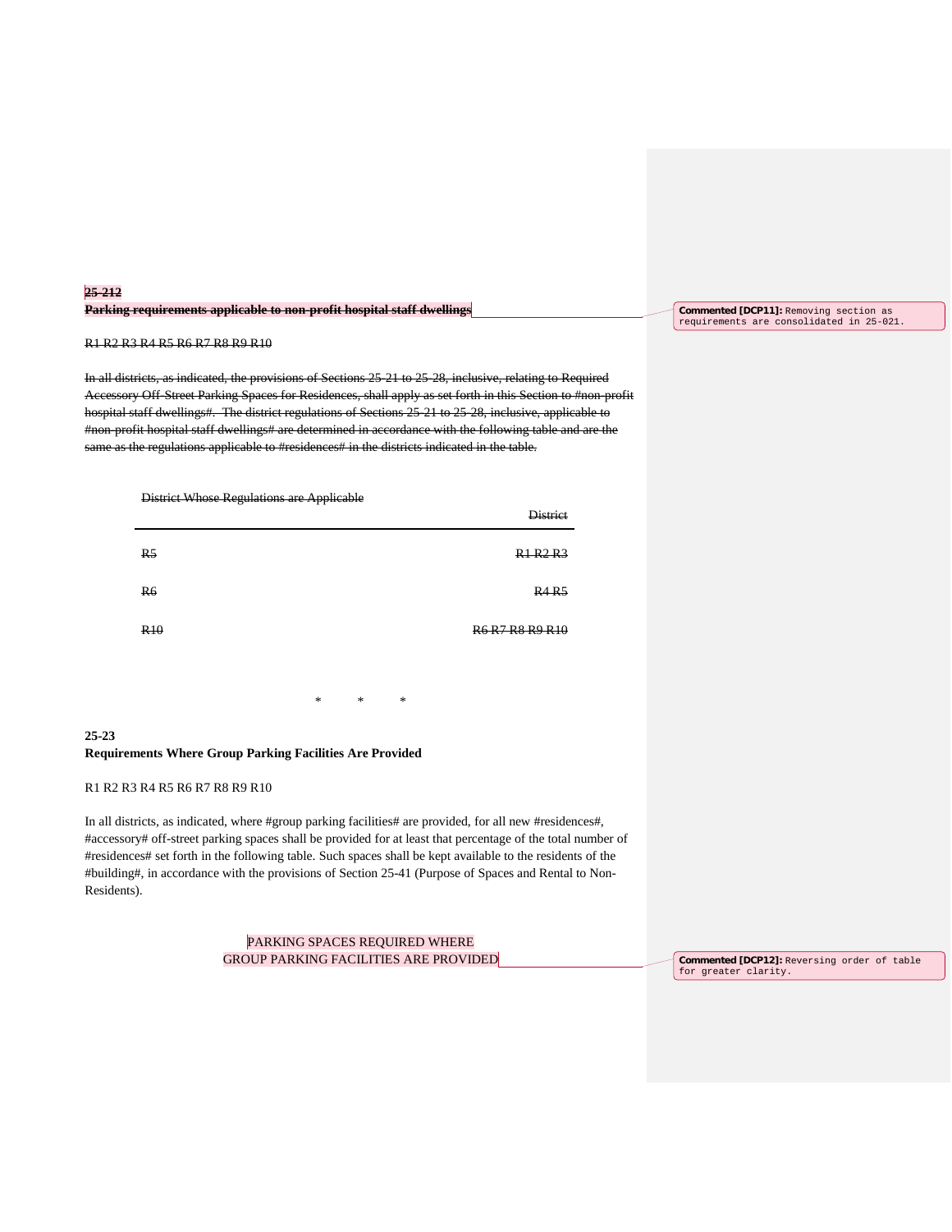~~**25-212**~~
~~**Parking requirements applicable to non-profit hospital staff dwellings**~~

Commented [DCP11]: Removing section as requirements are consolidated in 25-021.

~~R1 R2 R3 R4 R5 R6 R7 R8 R9 R10~~

~~In all districts, as indicated, the provisions of Sections 25-21 to 25-28, inclusive, relating to Required Accessory Off-Street Parking Spaces for Residences, shall apply as set forth in this Section to #non-profit hospital staff dwellings#. The district regulations of Sections 25-21 to 25-28, inclusive, applicable to #non-profit hospital staff dwellings# are determined in accordance with the following table and are the same as the regulations applicable to #residences# in the districts indicated in the table.~~

| ~~District Whose Regulations are Applicable~~ | ~~District~~ |
|---|---|
| ~~R5~~ | ~~R1 R2 R3~~ |
| ~~R6~~ | ~~R4 R5~~ |
| ~~R10~~ | ~~R6 R7 R8 R9 R10~~ |

\* \* \*

**25-23**
**Requirements Where Group Parking Facilities Are Provided**

R1 R2 R3 R4 R5 R6 R7 R8 R9 R10

In all districts, as indicated, where #group parking facilities# are provided, for all new #residences#, #accessory# off-street parking spaces shall be provided for at least that percentage of the total number of #residences# set forth in the following table. Such spaces shall be kept available to the residents of the #building#, in accordance with the provisions of Section 25-41 (Purpose of Spaces and Rental to Non-Residents).

PARKING SPACES REQUIRED WHERE
GROUP PARKING FACILITIES ARE PROVIDED

Commented [DCP12]: Reversing order of table for greater clarity.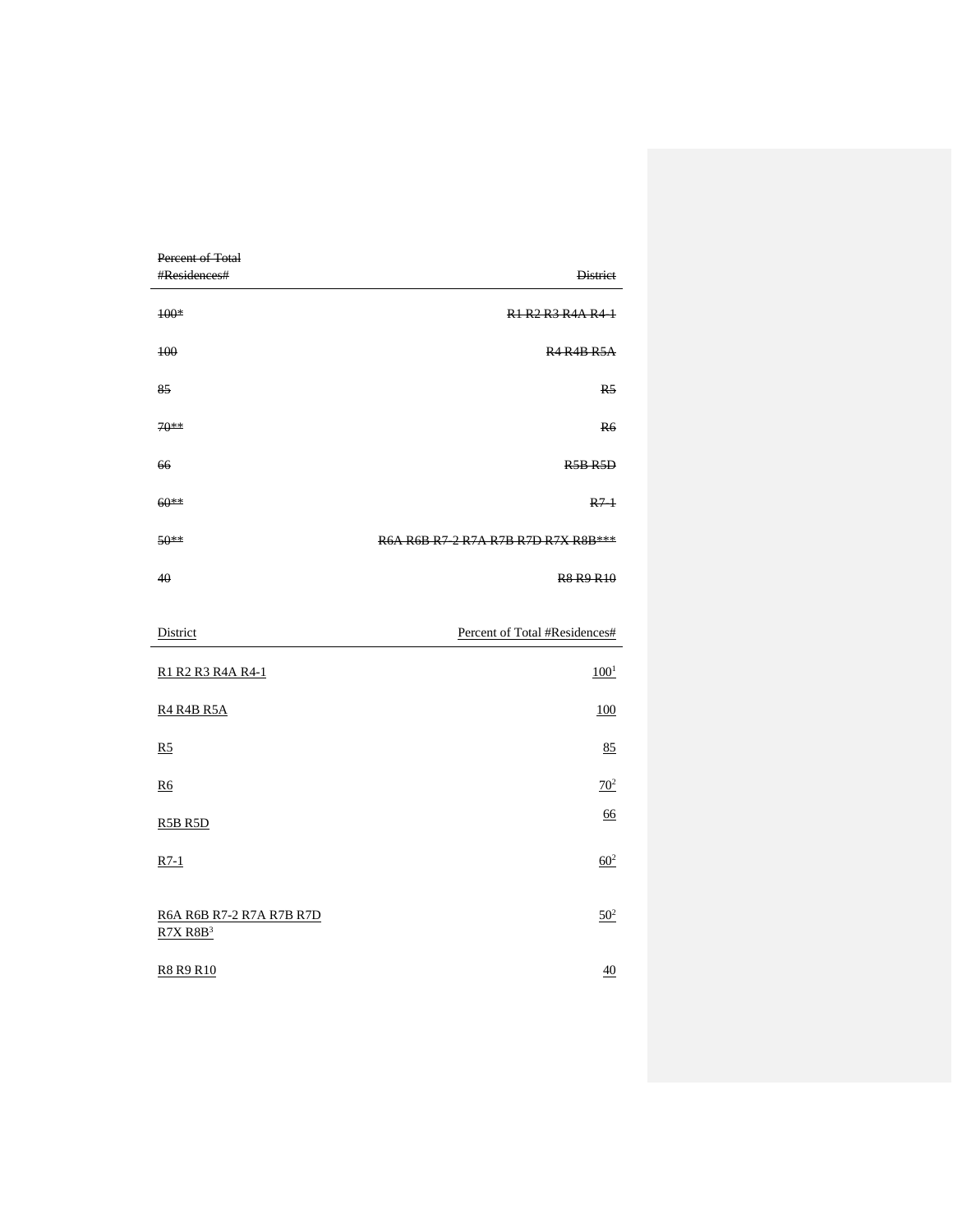| ~~Percent of Total #Residences#~~ | ~~District~~ |
|---|---|
| ~~100*~~ | ~~R1 R2 R3 R4A R4-1~~ |
| ~~100~~ | ~~R4 R4B R5A~~ |
| ~~85~~ | ~~R5~~ |
| ~~70**~~ | ~~R6~~ |
| ~~66~~ | ~~R5B R5D~~ |
| ~~60**~~ | ~~R7-1~~ |
| ~~50**~~ | ~~R6A R6B R7-2 R7A R7B R7D R7X R8B***~~ |
| ~~40~~ | ~~R8 R9 R10~~ |

| District | Percent of Total #Residences# |
|---|---|
| R1 R2 R3 R4A R4-1 | 100[1] |
| R4 R4B R5A | 100 |
| R5 | 85 |
| R6 | 70[2] |
| R5B R5D | 66 |
| R7-1 | 60[2] |
| R6A R6B R7-2 R7A R7B R7D R7X R8B[3] | 50[2] |
| R8 R9 R10 | 40 |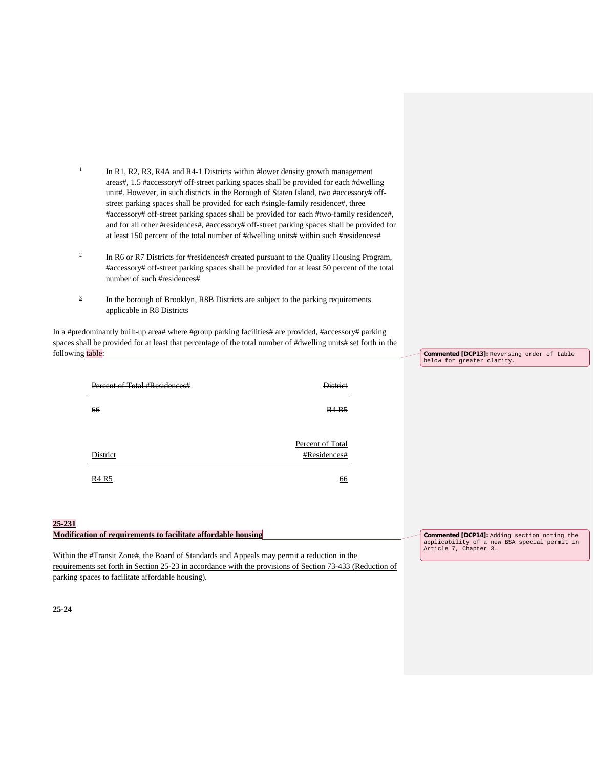1. In R1, R2, R3, R4A and R4-1 Districts within #lower density growth management areas#, 1.5 #accessory# off-street parking spaces shall be provided for each #dwelling unit#. However, in such districts in the Borough of Staten Island, two #accessory# off-street parking spaces shall be provided for each #single-family residence#, three #accessory# off-street parking spaces shall be provided for each #two-family residence#, and for all other #residences#, #accessory# off-street parking spaces shall be provided for at least 150 percent of the total number of #dwelling units# within such #residences#

2. In R6 or R7 Districts for #residences# created pursuant to the Quality Housing Program, #accessory# off-street parking spaces shall be provided for at least 50 percent of the total number of such #residences#

3. In the borough of Brooklyn, R8B Districts are subject to the parking requirements applicable in R8 Districts

In a #predominantly built-up area# where #group parking facilities# are provided, #accessory# parking spaces shall be provided for at least that percentage of the total number of #dwelling units# set forth in the following table:

Commented [DCP13]: Reversing order of table below for greater clarity.

| ~~Percent of Total #Residences#~~ | ~~District~~ |
|---|---|
| ~~66~~ | ~~R4 R5~~ |

| District | Percent of Total #Residences# |
|---|---|
| R4 R5 | 66 |

**25-231**
**Modification of requirements to facilitate affordable housing**

Commented [DCP14]: Adding section noting the applicability of a new BSA special permit in Article 7, Chapter 3.

Within the #Transit Zone#, the Board of Standards and Appeals may permit a reduction in the requirements set forth in Section 25-23 in accordance with the provisions of Section 73-433 (Reduction of parking spaces to facilitate affordable housing).

**25-24**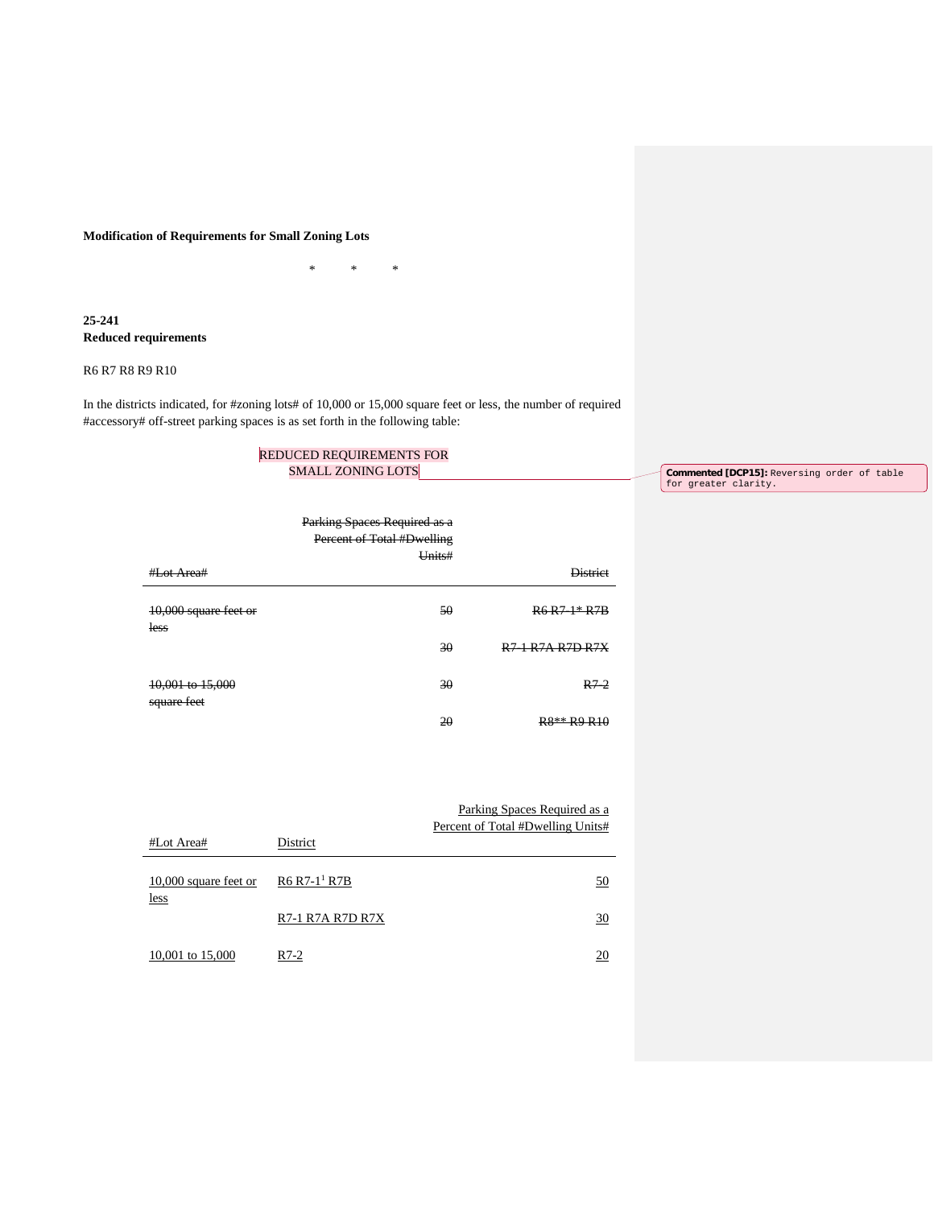**Modification of Requirements for Small Zoning Lots**

\*     \*     \*

**25-241**
**Reduced requirements**

R6 R7 R8 R9 R10

In the districts indicated, for #zoning lots# of 10,000 or 15,000 square feet or less, the number of required #accessory# off-street parking spaces is as set forth in the following table:

REDUCED REQUIREMENTS FOR SMALL ZONING LOTS

Commented [DCP15]: Reversing order of table for greater clarity.

| ~~#Lot Area#~~ | ~~Parking Spaces Required as a Percent of Total #Dwelling Units#~~ | ~~District~~ |
|---|---|---|
| ~~10,000 square feet or less~~ | ~~50~~ | ~~R6 R7-1\* R7B~~ |
| | ~~30~~ | ~~R7-1 R7A R7D R7X~~ |
| ~~10,001 to 15,000 square feet~~ | ~~30~~ | ~~R7-2~~ |
| | ~~20~~ | ~~R8\*\* R9 R10~~ |

| #Lot Area# | District | Parking Spaces Required as a Percent of Total #Dwelling Units# |
|---|---|---|
| 10,000 square feet or less | R6 R7-1[1] R7B | 50 |
| | R7-1 R7A R7D R7X | 30 |
| 10,001 to 15,000 | R7-2 | 20 |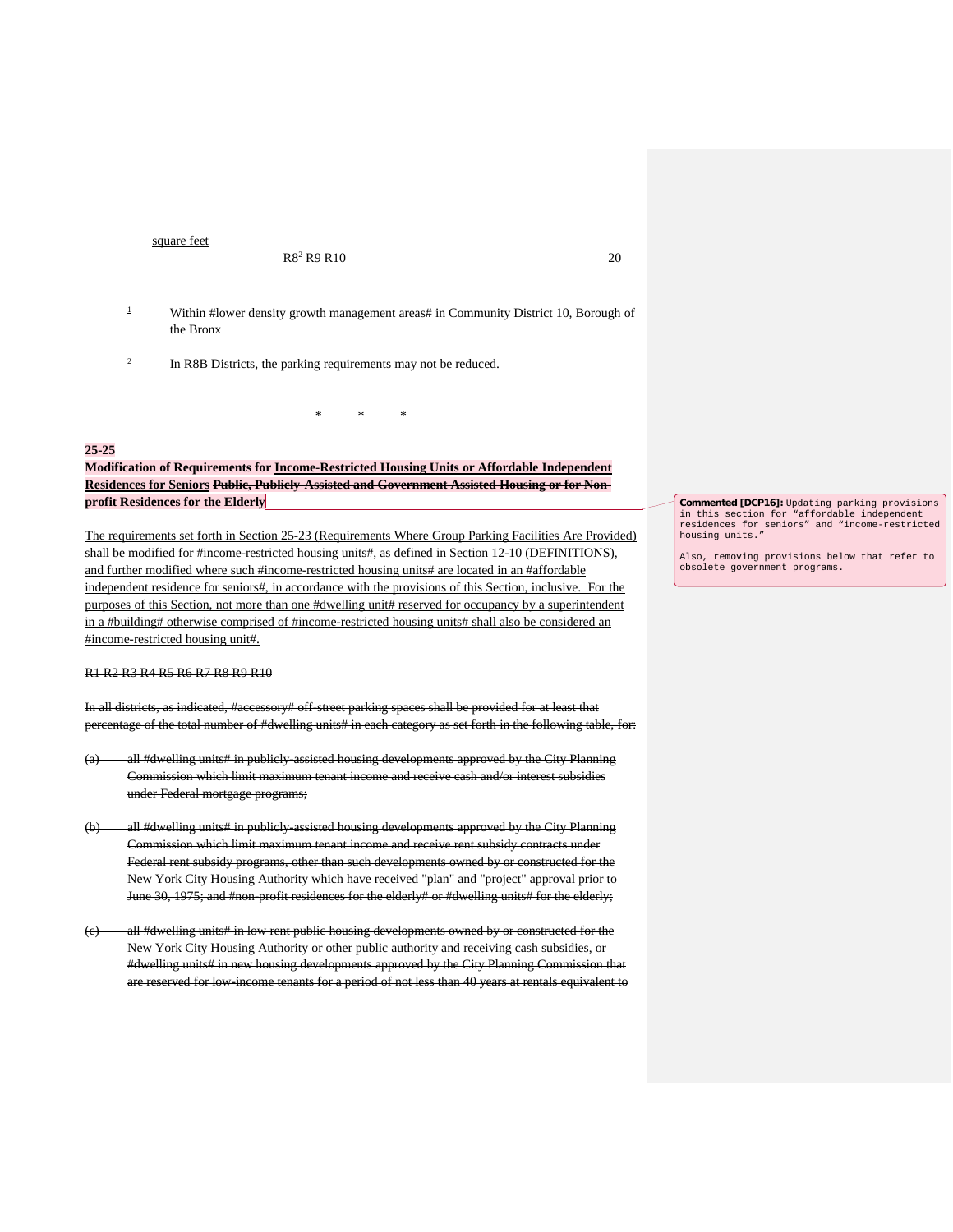| square feet | | |
|---|---|---|
| | R8[2] R9 R10 | 20 |

[1] Within #lower density growth management areas# in Community District 10, Borough of the Bronx

[2] In R8B Districts, the parking requirements may not be reduced.

\* \* \*

**25-25**

**Modification of Requirements for Income-Restricted Housing Units or Affordable Independent Residences for Seniors ~~Public, Publicly Assisted and Government Assisted Housing or for Non-profit Residences for the Elderly~~**

The requirements set forth in Section 25-23 (Requirements Where Group Parking Facilities Are Provided) shall be modified for #income-restricted housing units#, as defined in Section 12-10 (DEFINITIONS), and further modified where such #income-restricted housing units# are located in an #affordable independent residence for seniors#, in accordance with the provisions of this Section, inclusive. For the purposes of this Section, not more than one #dwelling unit# reserved for occupancy by a superintendent in a #building# otherwise comprised of #income-restricted housing units# shall also be considered an #income-restricted housing unit#.

~~R1 R2 R3 R4 R5 R6 R7 R8 R9 R10~~

~~In all districts, as indicated, #accessory# off-street parking spaces shall be provided for at least that percentage of the total number of #dwelling units# in each category as set forth in the following table, for:~~

~~(a) all #dwelling units# in publicly-assisted housing developments approved by the City Planning Commission which limit maximum tenant income and receive cash and/or interest subsidies under Federal mortgage programs;~~

~~(b) all #dwelling units# in publicly-assisted housing developments approved by the City Planning Commission which limit maximum tenant income and receive rent subsidy contracts under Federal rent subsidy programs, other than such developments owned by or constructed for the New York City Housing Authority which have received "plan" and "project" approval prior to June 30, 1975; and #non-profit residences for the elderly# or #dwelling units# for the elderly;~~

~~(c) all #dwelling units# in low rent public housing developments owned by or constructed for the New York City Housing Authority or other public authority and receiving cash subsidies, or #dwelling units# in new housing developments approved by the City Planning Commission that are reserved for low-income tenants for a period of not less than 40 years at rentals equivalent to~~

**Commented [DCP16]:** Updating parking provisions in this section for "affordable independent residences for seniors" and "income-restricted housing units."

Also, removing provisions below that refer to obsolete government programs.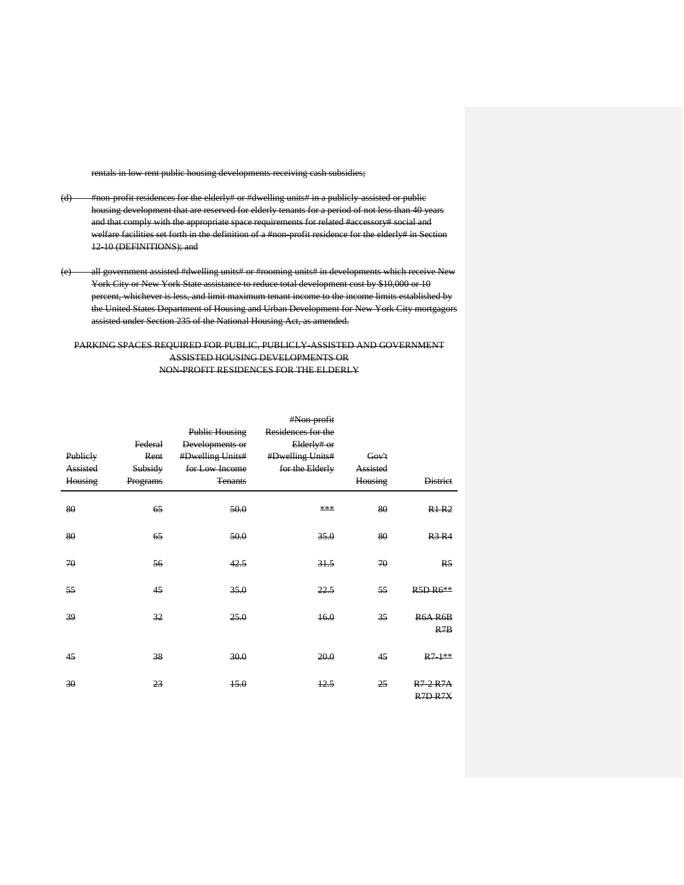~~rentals in low rent public housing developments receiving cash subsidies;~~

~~(d) #non-profit residences for the elderly# or #dwelling units# in a publicly-assisted or public housing development that are reserved for elderly tenants for a period of not less than 40 years and that comply with the appropriate space requirements for related #accessory# social and welfare facilities set forth in the definition of a #non-profit residence for the elderly# in Section 12-10 (DEFINITIONS); and~~

~~(e) all government assisted #dwelling units# or #rooming units# in developments which receive New York City or New York State assistance to reduce total development cost by $10,000 or 10 percent, whichever is less, and limit maximum tenant income to the income limits established by the United States Department of Housing and Urban Development for New York City mortgagors assisted under Section 235 of the National Housing Act, as amended.~~

~~PARKING SPACES REQUIRED FOR PUBLIC, PUBLICLY-ASSISTED AND GOVERNMENT ASSISTED HOUSING DEVELOPMENTS OR NON-PROFIT RESIDENCES FOR THE ELDERLY~~

| ~~Publicly Assisted Housing~~ | ~~Federal Rent Subsidy Programs~~ | ~~Public Housing Developments or #Dwelling Units# for Low Income Tenants~~ | ~~#Non-profit Residences for the Elderly# or #Dwelling Units# for the Elderly~~ | ~~Gov't Assisted Housing~~ | ~~District~~ |
|---|---|---|---|---|---|
| ~~80~~ | ~~65~~ | ~~50.0~~ | ~~***~~ | ~~80~~ | ~~R1 R2~~ |
| ~~80~~ | ~~65~~ | ~~50.0~~ | ~~35.0~~ | ~~80~~ | ~~R3 R4~~ |
| ~~70~~ | ~~56~~ | ~~42.5~~ | ~~31.5~~ | ~~70~~ | ~~R5~~ |
| ~~55~~ | ~~45~~ | ~~35.0~~ | ~~22.5~~ | ~~55~~ | ~~R5D R6**~~ |
| ~~39~~ | ~~32~~ | ~~25.0~~ | ~~16.0~~ | ~~35~~ | ~~R6A R6B R7B~~ |
| ~~45~~ | ~~38~~ | ~~30.0~~ | ~~20.0~~ | ~~45~~ | ~~R7-1**~~ |
| ~~30~~ | ~~23~~ | ~~15.0~~ | ~~12.5~~ | ~~25~~ | ~~R7-2 R7A R7D R7X~~ |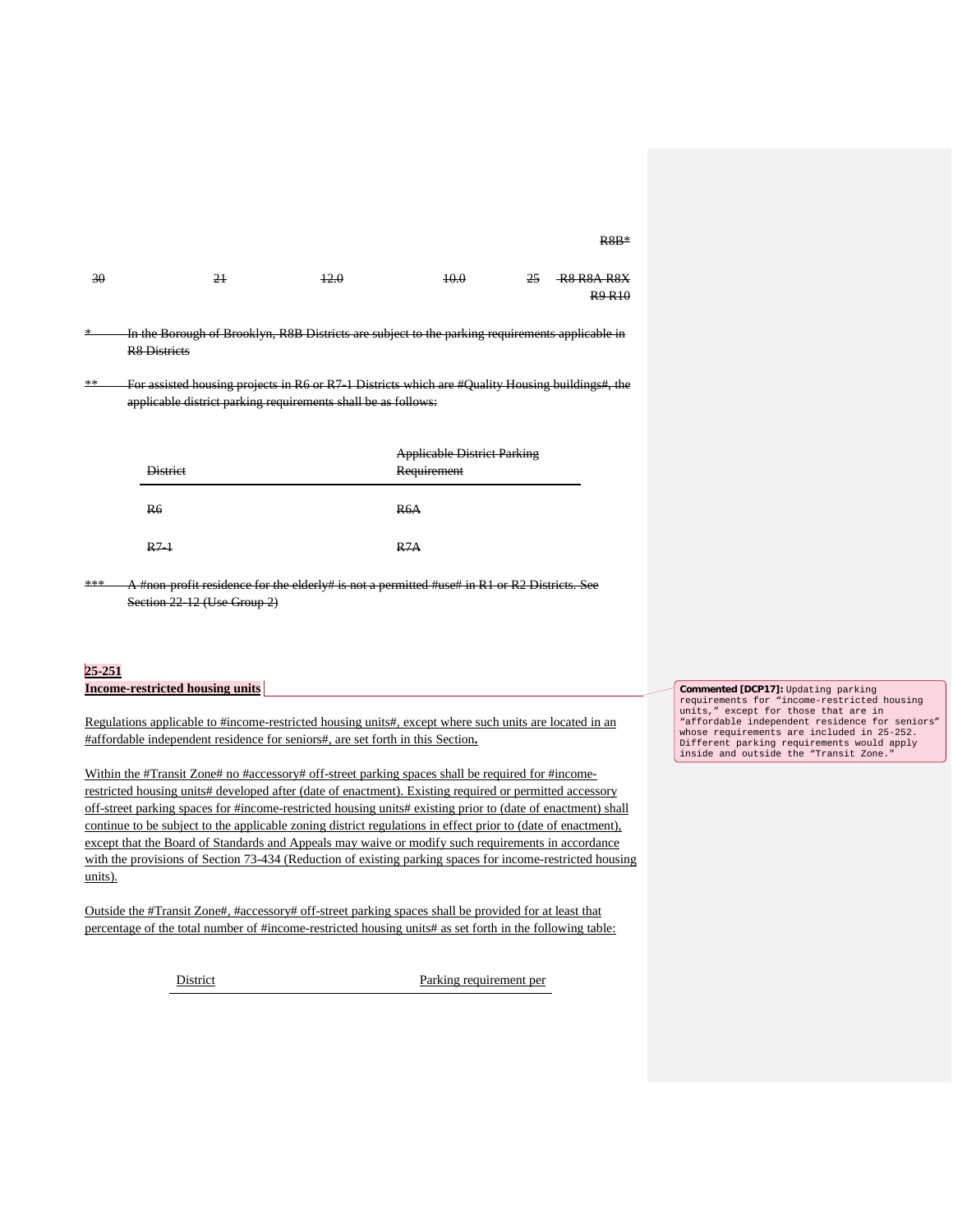R8B*

| 30 | 21 | 12.0 | 10.0 | 25 | R8 R8A R8X R9 R10 |
|---|---|---|---|---|---|

\* In the Borough of Brooklyn, R8B Districts are subject to the parking requirements applicable in R8 Districts

\*\* For assisted housing projects in R6 or R7-1 Districts which are #Quality Housing buildings#, the applicable district parking requirements shall be as follows:

| District | Applicable District Parking Requirement |
|---|---|
| R6 | R6A |
| R7-1 | R7A |

\*\*\* A #non-profit residence for the elderly# is not a permitted #use# in R1 or R2 Districts. See Section 22-12 (Use Group 2)

**25-251**
**Income-restricted housing units**

Regulations applicable to #income-restricted housing units#, except where such units are located in an #affordable independent residence for seniors#, are set forth in this Section**.**

Within the #Transit Zone# no #accessory# off-street parking spaces shall be required for #income-restricted housing units# developed after (date of enactment). Existing required or permitted accessory off-street parking spaces for #income-restricted housing units# existing prior to (date of enactment) shall continue to be subject to the applicable zoning district regulations in effect prior to (date of enactment), except that the Board of Standards and Appeals may waive or modify such requirements in accordance with the provisions of Section 73-434 (Reduction of existing parking spaces for income-restricted housing units).

Outside the #Transit Zone#, #accessory# off-street parking spaces shall be provided for at least that percentage of the total number of #income-restricted housing units# as set forth in the following table:

| District | Parking requirement per |
|---|---|

**Commented [DCP17]:** Updating parking requirements for "income-restricted housing units," except for those that are in "affordable independent residence for seniors" whose requirements are included in 25-252. Different parking requirements would apply inside and outside the "Transit Zone."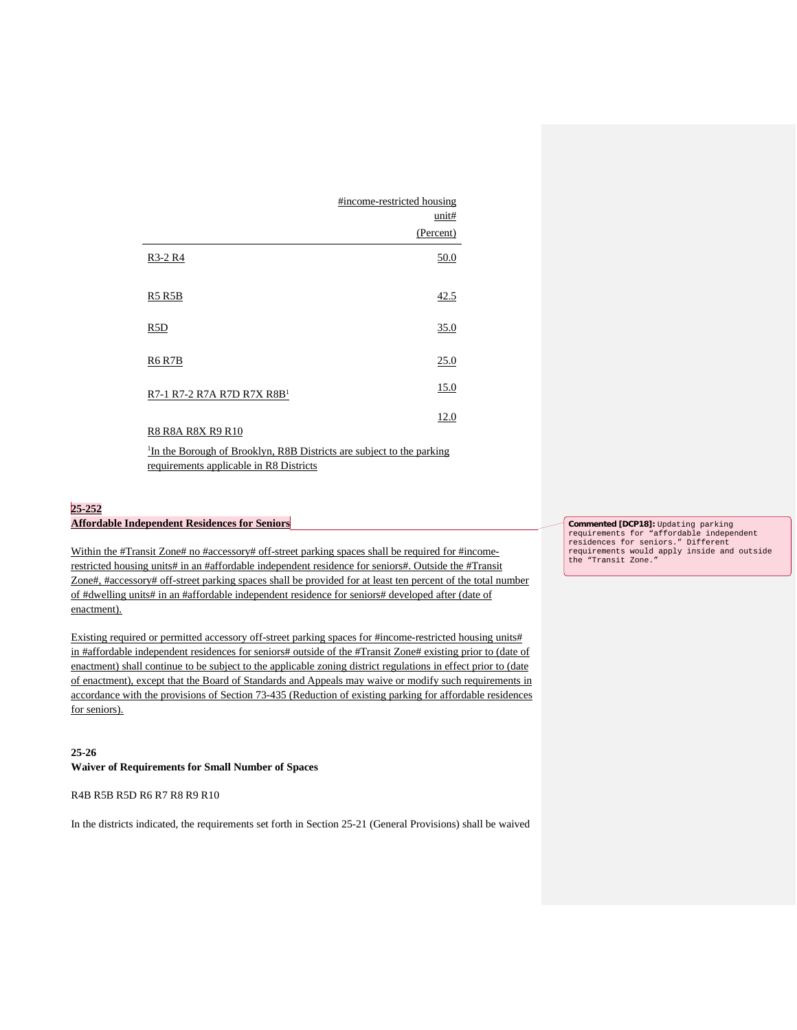| | #income-restricted housing unit# (Percent) |
|---|---|
| R3-2 R4 | 50.0 |
| R5 R5B | 42.5 |
| R5D | 35.0 |
| R6 R7B | 25.0 |
| R7-1 R7-2 R7A R7D R7X R8B[1] | 15.0 |
| R8 R8A R8X R9 R10 | 12.0 |

[1]In the Borough of Brooklyn, R8B Districts are subject to the parking requirements applicable in R8 Districts

**25-252**
**Affordable Independent Residences for Seniors**

Commented [DCP18]: Updating parking requirements for "affordable independent residences for seniors." Different requirements would apply inside and outside the "Transit Zone."

Within the #Transit Zone# no #accessory# off-street parking spaces shall be required for #income-restricted housing units# in an #affordable independent residence for seniors#. Outside the #Transit Zone#, #accessory# off-street parking spaces shall be provided for at least ten percent of the total number of #dwelling units# in an #affordable independent residence for seniors# developed after (date of enactment).

Existing required or permitted accessory off-street parking spaces for #income-restricted housing units# in #affordable independent residences for seniors# outside of the #Transit Zone# existing prior to (date of enactment) shall continue to be subject to the applicable zoning district regulations in effect prior to (date of enactment), except that the Board of Standards and Appeals may waive or modify such requirements in accordance with the provisions of Section 73-435 (Reduction of existing parking for affordable residences for seniors).

**25-26**
**Waiver of Requirements for Small Number of Spaces**

R4B R5B R5D R6 R7 R8 R9 R10

In the districts indicated, the requirements set forth in Section 25-21 (General Provisions) shall be waived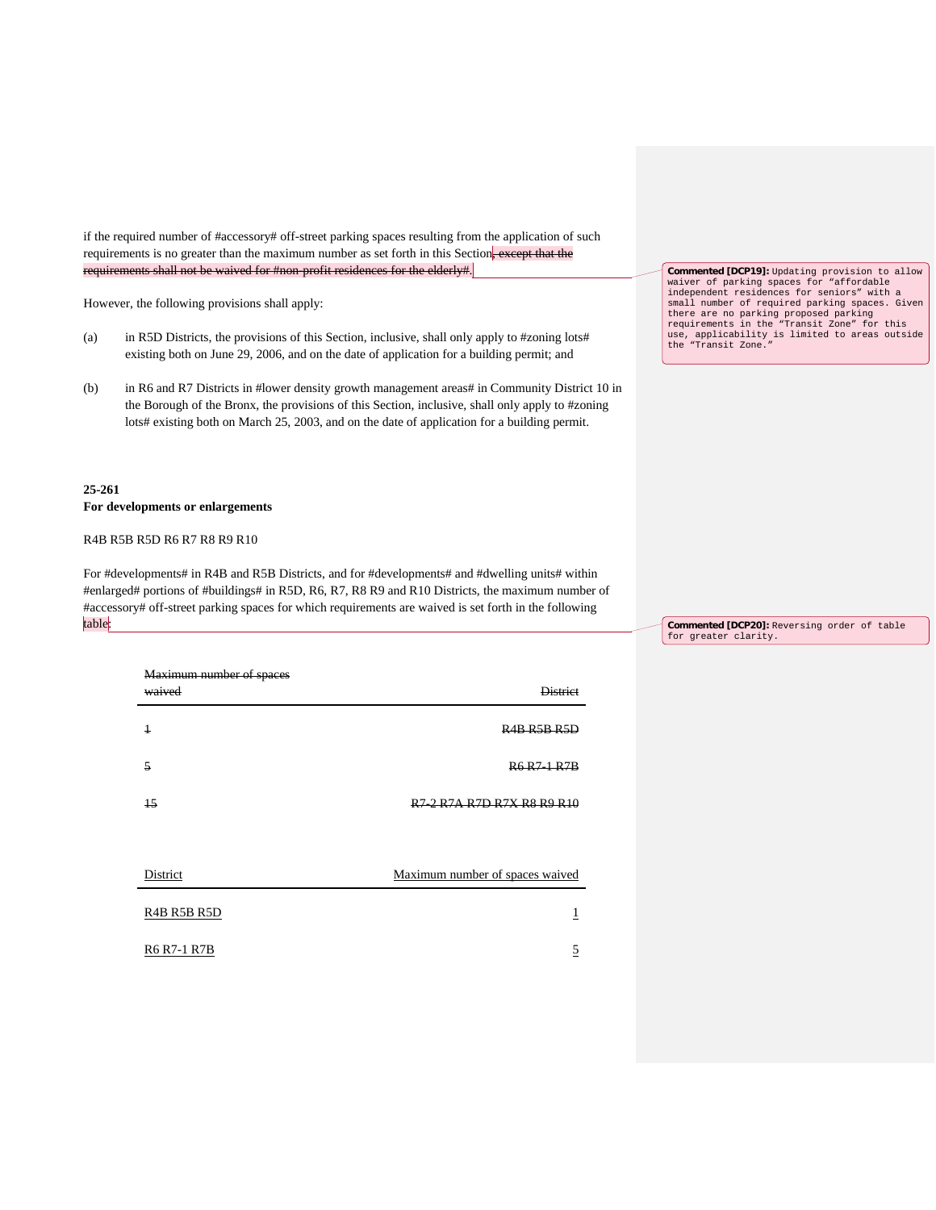if the required number of #accessory# off-street parking spaces resulting from the application of such requirements is no greater than the maximum number as set forth in this Section~~, except that the requirements shall not be waived for #non-profit residences for the elderly#~~.

However, the following provisions shall apply:

(a) in R5D Districts, the provisions of this Section, inclusive, shall only apply to #zoning lots# existing both on June 29, 2006, and on the date of application for a building permit; and

(b) in R6 and R7 Districts in #lower density growth management areas# in Community District 10 in the Borough of the Bronx, the provisions of this Section, inclusive, shall only apply to #zoning lots# existing both on March 25, 2003, and on the date of application for a building permit.

> **Commented [DCP19]:** Updating provision to allow waiver of parking spaces for "affordable independent residences for seniors" with a small number of required parking spaces. Given there are no parking proposed parking requirements in the "Transit Zone" for this use, applicability is limited to areas outside the "Transit Zone."

**25-261**
**For developments or enlargements**

R4B R5B R5D R6 R7 R8 R9 R10

For #developments# in R4B and R5B Districts, and for #developments# and #dwelling units# within #enlarged# portions of #buildings# in R5D, R6, R7, R8 R9 and R10 Districts, the maximum number of #accessory# off-street parking spaces for which requirements are waived is set forth in the following table:

> **Commented [DCP20]:** Reversing order of table for greater clarity.

| ~~Maximum number of spaces waived~~ | ~~District~~ |
|---|---|
| ~~1~~ | ~~R4B R5B R5D~~ |
| ~~5~~ | ~~R6 R7-1 R7B~~ |
| ~~15~~ | ~~R7-2 R7A R7D R7X R8 R9 R10~~ |

| District | Maximum number of spaces waived |
|---|---|
| R4B R5B R5D | 1 |
| R6 R7-1 R7B | 5 |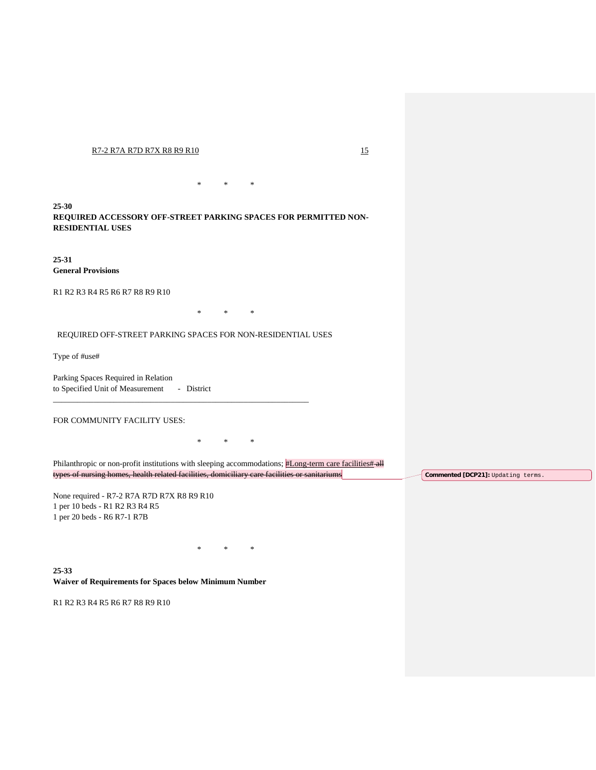R7-2 R7A R7D R7X R8 R9 R10 15

\*     \*     \*

**25-30**
**REQUIRED ACCESSORY OFF-STREET PARKING SPACES FOR PERMITTED NON-RESIDENTIAL USES**

**25-31**
**General Provisions**

R1 R2 R3 R4 R5 R6 R7 R8 R9 R10

\*     \*     \*

REQUIRED OFF-STREET PARKING SPACES FOR NON-RESIDENTIAL USES

Type of #use#

Parking Spaces Required in Relation
to Specified Unit of Measurement - District

---

FOR COMMUNITY FACILITY USES:

\*     \*     \*

Philanthropic or non-profit institutions with sleeping accommodations; #Long-term care facilities# ~~all types of nursing homes, health related facilities, domiciliary care facilities or sanitariums~~

Commented [DCP21]: Updating terms.

None required - R7-2 R7A R7D R7X R8 R9 R10
1 per 10 beds - R1 R2 R3 R4 R5
1 per 20 beds - R6 R7-1 R7B

\*     \*     \*

**25-33**
**Waiver of Requirements for Spaces below Minimum Number**

R1 R2 R3 R4 R5 R6 R7 R8 R9 R10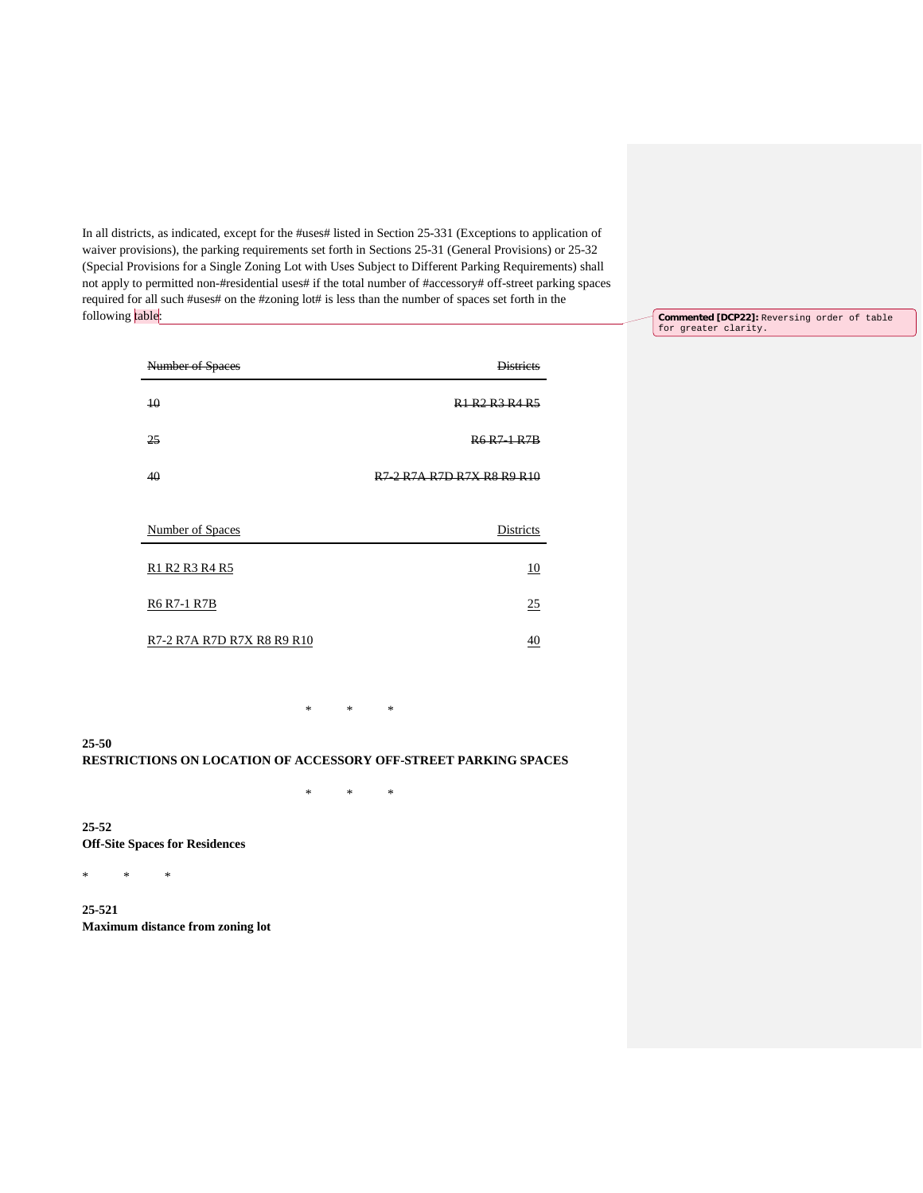In all districts, as indicated, except for the #uses# listed in Section 25-331 (Exceptions to application of waiver provisions), the parking requirements set forth in Sections 25-31 (General Provisions) or 25-32 (Special Provisions for a Single Zoning Lot with Uses Subject to Different Parking Requirements) shall not apply to permitted non-#residential uses# if the total number of #accessory# off-street parking spaces required for all such #uses# on the #zoning lot# is less than the number of spaces set forth in the following table:

Commented [DCP22]: Reversing order of table for greater clarity.

| ~~Number of Spaces~~ | ~~Districts~~ |
|---|---|
| ~~10~~ | ~~R1 R2 R3 R4 R5~~ |
| ~~25~~ | ~~R6 R7-1 R7B~~ |
| ~~40~~ | ~~R7-2 R7A R7D R7X R8 R9 R10~~ |

| Number of Spaces | Districts |
|---|---|
| R1 R2 R3 R4 R5 | 10 |
| R6 R7-1 R7B | 25 |
| R7-2 R7A R7D R7X R8 R9 R10 | 40 |

\* \* \*

**25-50**
**RESTRICTIONS ON LOCATION OF ACCESSORY OFF-STREET PARKING SPACES**

\* \* \*

**25-52**
**Off-Site Spaces for Residences**

\* \* \*

**25-521**
**Maximum distance from zoning lot**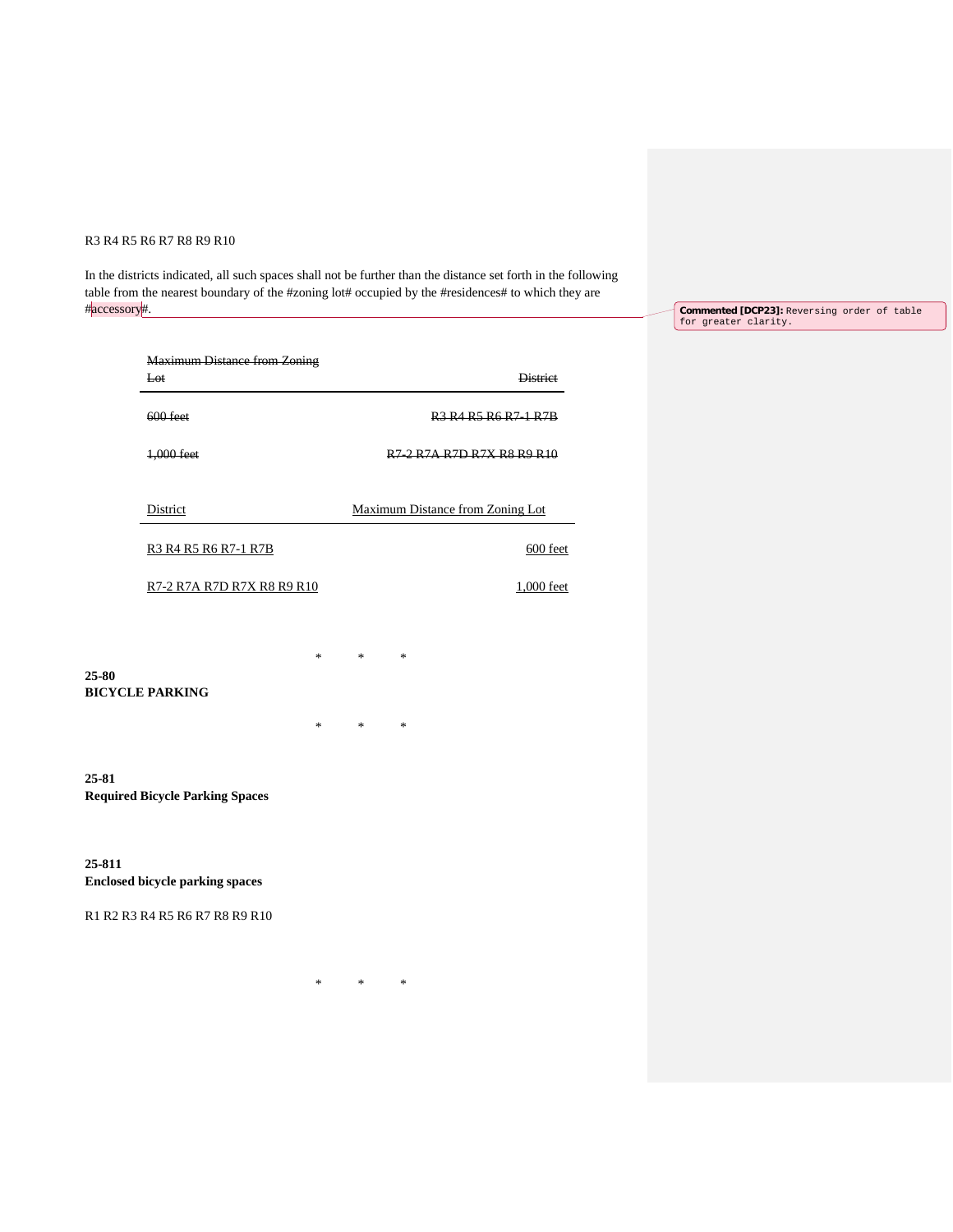R3 R4 R5 R6 R7 R8 R9 R10

In the districts indicated, all such spaces shall not be further than the distance set forth in the following table from the nearest boundary of the #zoning lot# occupied by the #residences# to which they are #accessory#.

Commented [DCP23]: Reversing order of table for greater clarity.

| ~~Maximum Distance from Zoning Lot~~ | ~~District~~ |
|---|---|
| ~~600 feet~~ | ~~R3 R4 R5 R6 R7-1 R7B~~ |
| ~~1,000 feet~~ | ~~R7-2 R7A R7D R7X R8 R9 R10~~ |

| District | Maximum Distance from Zoning Lot |
|---|---|
| R3 R4 R5 R6 R7-1 R7B | 600 feet |
| R7-2 R7A R7D R7X R8 R9 R10 | 1,000 feet |

\* \* \*

**25-80**
**BICYCLE PARKING**

\* \* \*

**25-81**
**Required Bicycle Parking Spaces**

**25-811**
**Enclosed bicycle parking spaces**

R1 R2 R3 R4 R5 R6 R7 R8 R9 R10

\* \* \*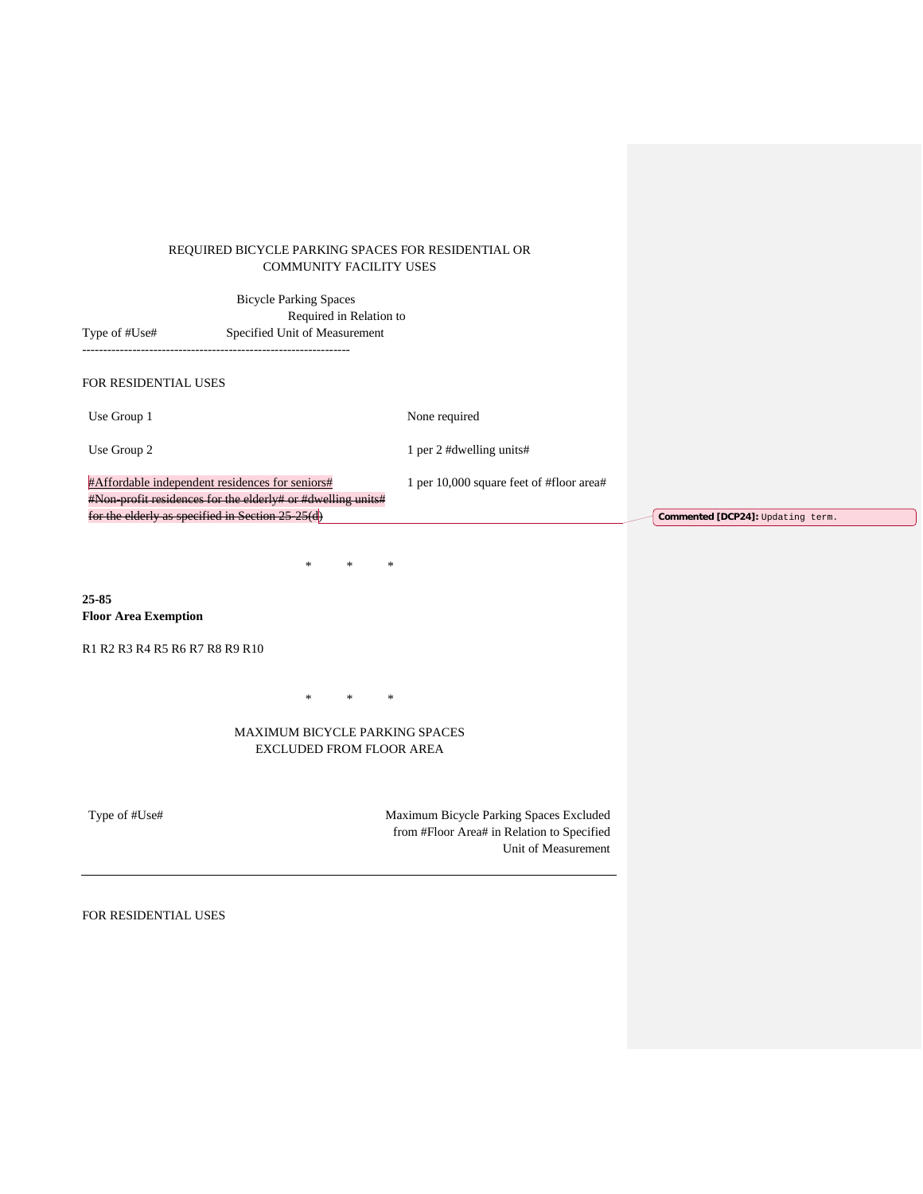REQUIRED BICYCLE PARKING SPACES FOR RESIDENTIAL OR COMMUNITY FACILITY USES

| Type of #Use# | Bicycle Parking Spaces Required in Relation to Specified Unit of Measurement |
|---|---|
| FOR RESIDENTIAL USES | |
| Use Group 1 | None required |
| Use Group 2 | 1 per 2 #dwelling units# |
| #Affordable independent residences for seniors# ~~#Non-profit residences for the elderly# or #dwelling units# for the elderly as specified in Section 25-25(d)~~ | 1 per 10,000 square feet of #floor area# |

Commented [DCP24]: Updating term.

\* \* \*

**25-85**
**Floor Area Exemption**

R1 R2 R3 R4 R5 R6 R7 R8 R9 R10

\* \* \*

MAXIMUM BICYCLE PARKING SPACES EXCLUDED FROM FLOOR AREA

| Type of #Use# | Maximum Bicycle Parking Spaces Excluded from #Floor Area# in Relation to Specified Unit of Measurement |
|---|---|
| FOR RESIDENTIAL USES | |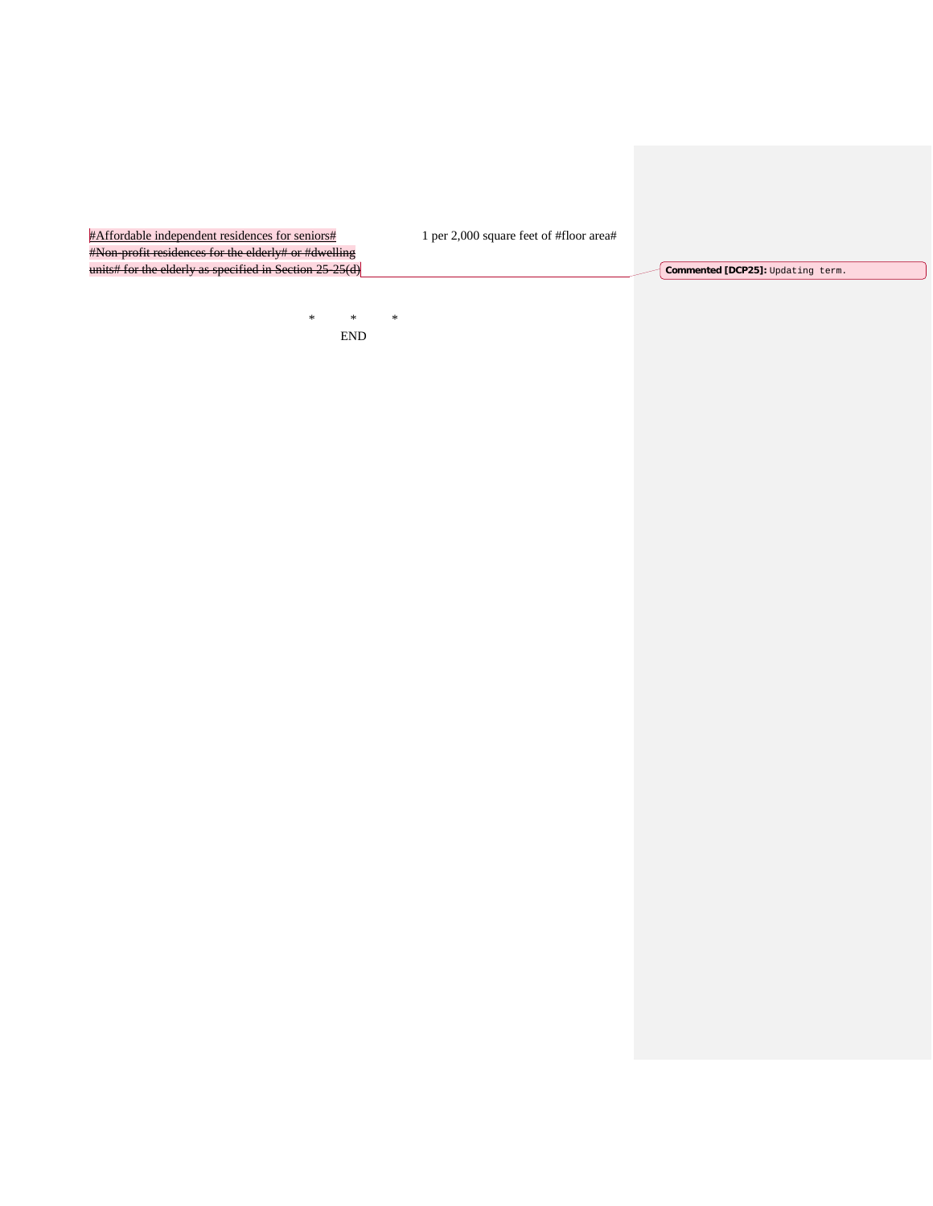| | |
|---|---|
| #Affordable independent residences for seniors# ~~#Non-profit residences for the elderly# or #dwelling units# for the elderly as specified in Section 25-25(d)~~ | 1 per 2,000 square feet of #floor area# |

Commented [DCP25]: Updating term.

\* \* \*

END